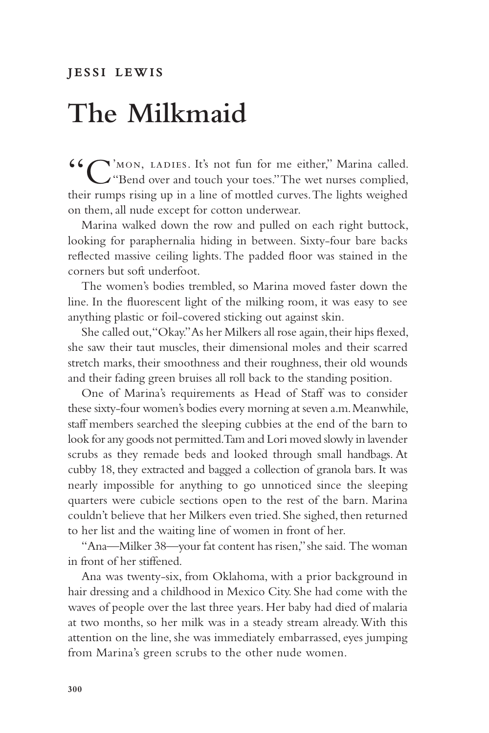JESSI LEWIS

# The Milkmaid

"C'MON, LADIES. It's not fun for me either," Marina called. "Bend over and touch your toes." The wet nurses complied, their rumps rising up in a line of mottled curves. The lights weighed on them, all nude except for cotton underwear.

Marina walked down the row and pulled on each right buttock, looking for paraphernalia hiding in between. Sixty-four bare backs reflected massive ceiling lights. The padded floor was stained in the corners but soft underfoot.

The women's bodies trembled, so Marina moved faster down the line. In the fluorescent light of the milking room, it was easy to see anything plastic or foil-covered sticking out against skin.

She called out, "Okay." As her Milkers all rose again, their hips flexed, she saw their taut muscles, their dimensional moles and their scarred stretch marks, their smoothness and their roughness, their old wounds and their fading green bruises all roll back to the standing position.

One of Marina's requirements as Head of Staff was to consider these sixty-four women's bodies every morning at seven a.m. Meanwhile, staff members searched the sleeping cubbies at the end of the barn to look for any goods not permitted. Tam and Lori moved slowly in lavender scrubs as they remade beds and looked through small handbags. At cubby 18, they extracted and bagged a collection of granola bars. It was nearly impossible for anything to go unnoticed since the sleeping quarters were cubicle sections open to the rest of the barn. Marina couldn't believe that her Milkers even tried. She sighed, then returned to her list and the waiting line of women in front of her.

"Ana—Milker 38—your fat content has risen," she said. The woman in front of her stiffened.

Ana was twenty-six, from Oklahoma, with a prior background in hair dressing and a childhood in Mexico City. She had come with the waves of people over the last three years. Her baby had died of malaria at two months, so her milk was in a steady stream already. With this attention on the line, she was immediately embarrassed, eyes jumping from Marina's green scrubs to the other nude women.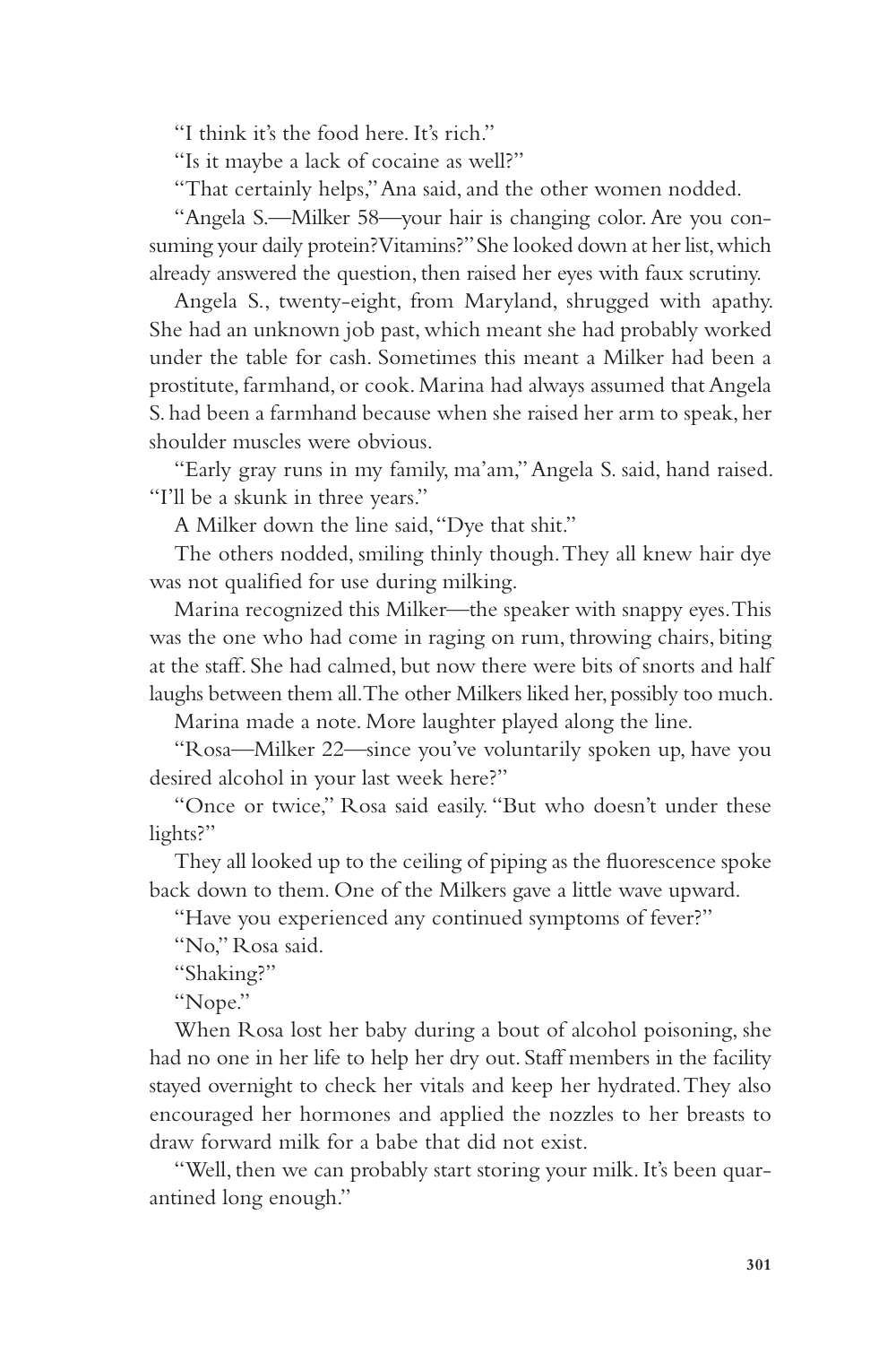"I think it's the food here. It's rich."

"Is it maybe a lack of cocaine as well?"

"That certainly helps," Ana said, and the other women nodded.

"Angela S.—Milker 58—your hair is changing color. Are you consuming your daily protein? Vitamins?" She looked down at her list, which already answered the question, then raised her eyes with faux scrutiny.

Angela S., twenty-eight, from Maryland, shrugged with apathy. She had an unknown job past, which meant she had probably worked under the table for cash. Sometimes this meant a Milker had been a prostitute, farmhand, or cook. Marina had always assumed that Angela S. had been a farmhand because when she raised her arm to speak, her shoulder muscles were obvious.

"Early gray runs in my family, ma'am," Angela S. said, hand raised. "I'll be a skunk in three years."

A Milker down the line said, "Dye that shit."

The others nodded, smiling thinly though. They all knew hair dye was not qualified for use during milking.

Marina recognized this Milker—the speaker with snappy eyes. This was the one who had come in raging on rum, throwing chairs, biting at the staff. She had calmed, but now there were bits of snorts and half laughs between them all. The other Milkers liked her, possibly too much.

Marina made a note. More laughter played along the line.

"Rosa—Milker 22—since you've voluntarily spoken up, have you desired alcohol in your last week here?"

"Once or twice," Rosa said easily. "But who doesn't under these lights?"

They all looked up to the ceiling of piping as the fluorescence spoke back down to them. One of the Milkers gave a little wave upward.

"Have you experienced any continued symptoms of fever?"

"No," Rosa said.

"Shaking?"

"Nope."

When Rosa lost her baby during a bout of alcohol poisoning, she had no one in her life to help her dry out. Staff members in the facility stayed overnight to check her vitals and keep her hydrated. They also encouraged her hormones and applied the nozzles to her breasts to draw forward milk for a babe that did not exist.

"Well, then we can probably start storing your milk. It's been quarantined long enough."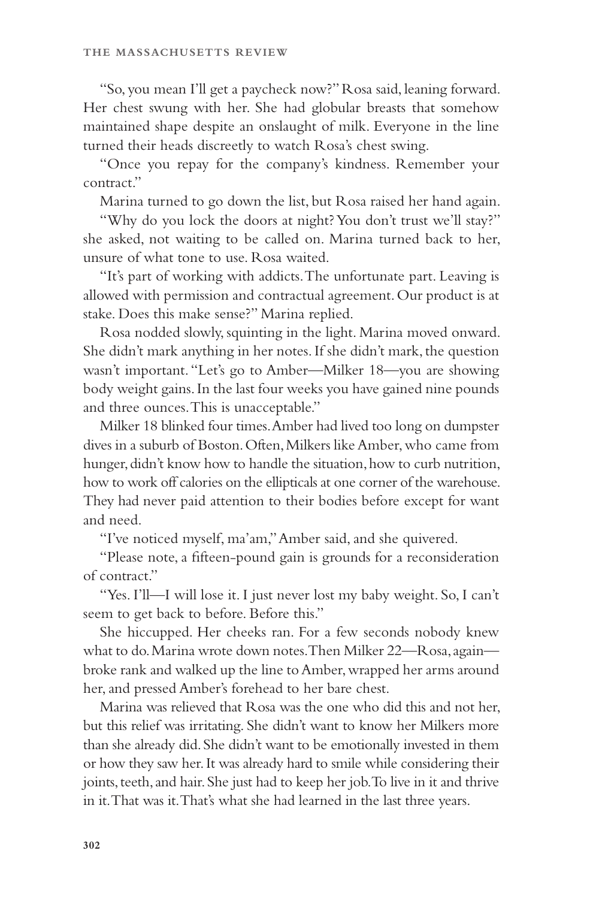"So, you mean I'll get a paycheck now?" Rosa said, leaning forward. Her chest swung with her. She had globular breasts that somehow maintained shape despite an onslaught of milk. Everyone in the line turned their heads discreetly to watch Rosa's chest swing.

"Once you repay for the company's kindness. Remember your contract."

Marina turned to go down the list, but Rosa raised her hand again.

"Why do you lock the doors at night? You don't trust we'll stay?" she asked, not waiting to be called on. Marina turned back to her, unsure of what tone to use. Rosa waited.

"It's part of working with addicts. The unfortunate part. Leaving is allowed with permission and contractual agreement. Our product is at stake. Does this make sense?" Marina replied.

Rosa nodded slowly, squinting in the light. Marina moved onward. She didn't mark anything in her notes. If she didn't mark, the question wasn't important. "Let's go to Amber—Milker 18—you are showing body weight gains. In the last four weeks you have gained nine pounds and three ounces. This is unacceptable."

Milker 18 blinked four times. Amber had lived too long on dumpster dives in a suburb of Boston. Often, Milkers like Amber, who came from hunger, didn't know how to handle the situation, how to curb nutrition, how to work off calories on the ellipticals at one corner of the warehouse. They had never paid attention to their bodies before except for want and need.

"I've noticed myself, ma'am," Amber said, and she quivered.

"Please note, a fifteen-pound gain is grounds for a reconsideration of contract."

"Yes. I'll—I will lose it. I just never lost my baby weight. So, I can't seem to get back to before. Before this."

She hiccupped. Her cheeks ran. For a few seconds nobody knew what to do. Marina wrote down notes. Then Milker 22—Rosa, again—broke rank and walked up the line to Amber, wrapped her arms around her, and pressed Amber's forehead to her bare chest.

Marina was relieved that Rosa was the one who did this and not her, but this relief was irritating. She didn't want to know her Milkers more than she already did. She didn't want to be emotionally invested in them or how they saw her. It was already hard to smile while considering their joints, teeth, and hair. She just had to keep her job. To live in it and thrive in it. That was it. That's what she had learned in the last three years.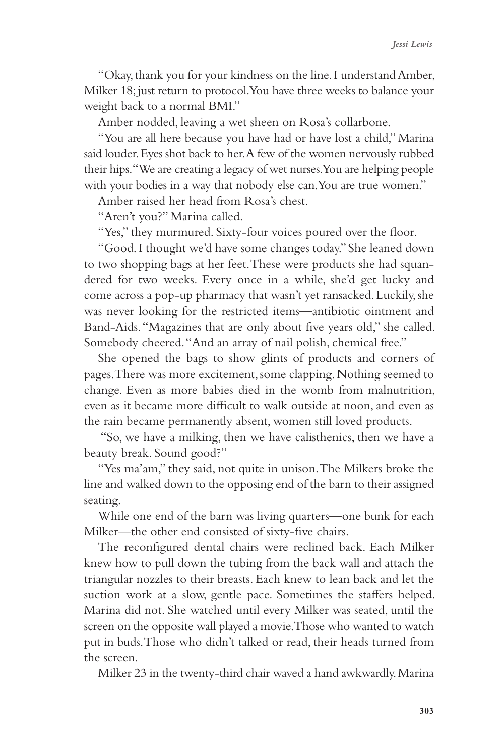"Okay, thank you for your kindness on the line. I understand Amber, Milker 18; just return to protocol. You have three weeks to balance your weight back to a normal BMI."

Amber nodded, leaving a wet sheen on Rosa's collarbone.

"You are all here because you have had or have lost a child," Marina said louder. Eyes shot back to her. A few of the women nervously rubbed their hips. "We are creating a legacy of wet nurses. You are helping people with your bodies in a way that nobody else can. You are true women."

Amber raised her head from Rosa's chest.

"Aren't you?" Marina called.

"Yes," they murmured. Sixty-four voices poured over the floor.

"Good. I thought we'd have some changes today." She leaned down to two shopping bags at her feet. These were products she had squandered for two weeks. Every once in a while, she'd get lucky and come across a pop-up pharmacy that wasn't yet ransacked. Luckily, she was never looking for the restricted items—antibiotic ointment and Band-Aids. "Magazines that are only about five years old," she called. Somebody cheered. "And an array of nail polish, chemical free."

She opened the bags to show glints of products and corners of pages. There was more excitement, some clapping. Nothing seemed to change. Even as more babies died in the womb from malnutrition, even as it became more difficult to walk outside at noon, and even as the rain became permanently absent, women still loved products.

"So, we have a milking, then we have calisthenics, then we have a beauty break. Sound good?"

"Yes ma'am," they said, not quite in unison. The Milkers broke the line and walked down to the opposing end of the barn to their assigned seating.

While one end of the barn was living quarters—one bunk for each Milker—the other end consisted of sixty-five chairs.

The reconfigured dental chairs were reclined back. Each Milker knew how to pull down the tubing from the back wall and attach the triangular nozzles to their breasts. Each knew to lean back and let the suction work at a slow, gentle pace. Sometimes the staffers helped. Marina did not. She watched until every Milker was seated, until the screen on the opposite wall played a movie. Those who wanted to watch put in buds. Those who didn't talked or read, their heads turned from the screen.

Milker 23 in the twenty-third chair waved a hand awkwardly. Marina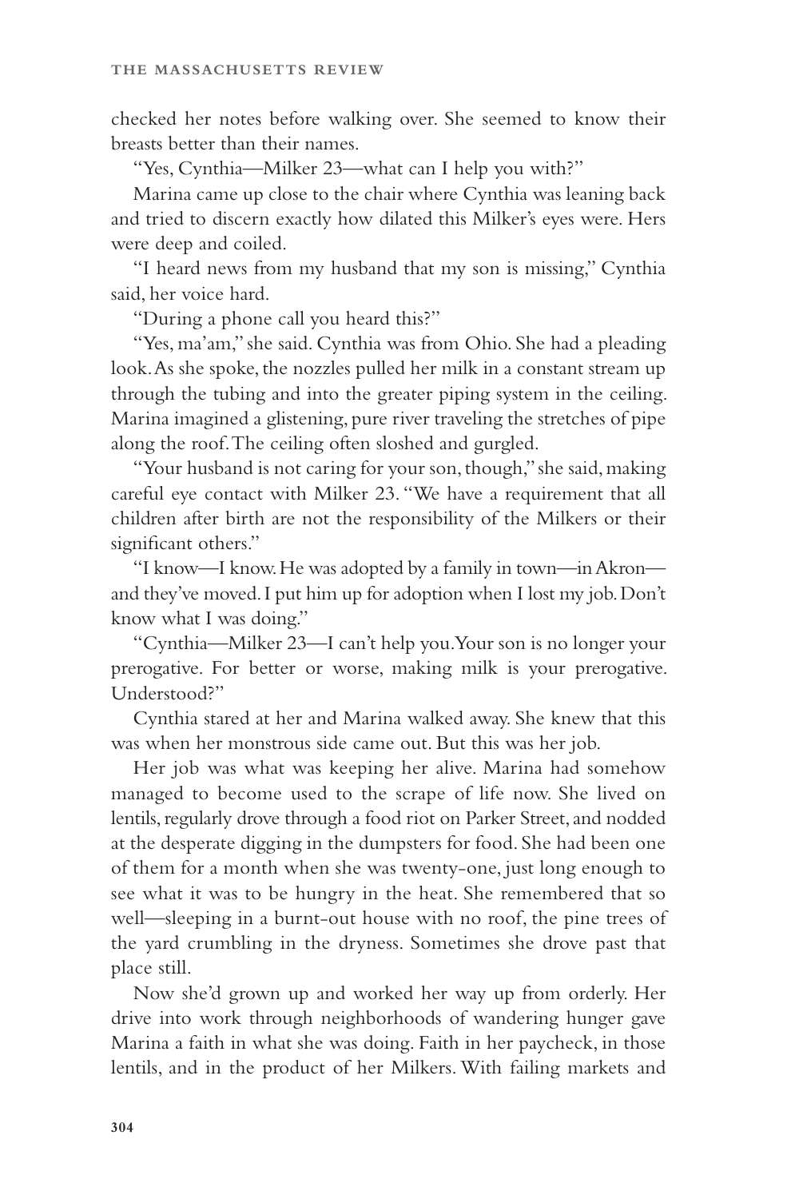checked her notes before walking over. She seemed to know their breasts better than their names.

"Yes, Cynthia—Milker 23—what can I help you with?"

Marina came up close to the chair where Cynthia was leaning back and tried to discern exactly how dilated this Milker's eyes were. Hers were deep and coiled.

"I heard news from my husband that my son is missing," Cynthia said, her voice hard.

"During a phone call you heard this?"

"Yes, ma'am," she said. Cynthia was from Ohio. She had a pleading look. As she spoke, the nozzles pulled her milk in a constant stream up through the tubing and into the greater piping system in the ceiling. Marina imagined a glistening, pure river traveling the stretches of pipe along the roof. The ceiling often sloshed and gurgled.

"Your husband is not caring for your son, though," she said, making careful eye contact with Milker 23. "We have a requirement that all children after birth are not the responsibility of the Milkers or their significant others."

"I know—I know. He was adopted by a family in town—in Akron—and they've moved. I put him up for adoption when I lost my job. Don't know what I was doing."

"Cynthia—Milker 23—I can't help you. Your son is no longer your prerogative. For better or worse, making milk is your prerogative. Understood?"

Cynthia stared at her and Marina walked away. She knew that this was when her monstrous side came out. But this was her job.

Her job was what was keeping her alive. Marina had somehow managed to become used to the scrape of life now. She lived on lentils, regularly drove through a food riot on Parker Street, and nodded at the desperate digging in the dumpsters for food. She had been one of them for a month when she was twenty-one, just long enough to see what it was to be hungry in the heat. She remembered that so well—sleeping in a burnt-out house with no roof, the pine trees of the yard crumbling in the dryness. Sometimes she drove past that place still.

Now she'd grown up and worked her way up from orderly. Her drive into work through neighborhoods of wandering hunger gave Marina a faith in what she was doing. Faith in her paycheck, in those lentils, and in the product of her Milkers. With failing markets and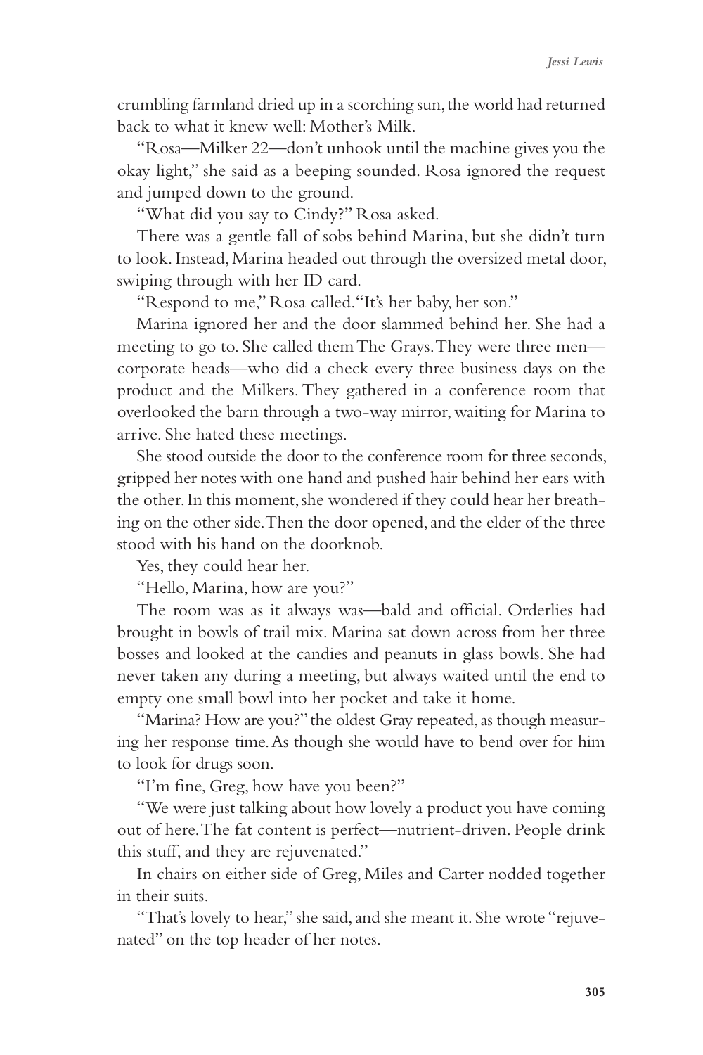crumbling farmland dried up in a scorching sun, the world had returned back to what it knew well: Mother's Milk.

"Rosa—Milker 22—don't unhook until the machine gives you the okay light," she said as a beeping sounded. Rosa ignored the request and jumped down to the ground.

"What did you say to Cindy?" Rosa asked.

There was a gentle fall of sobs behind Marina, but she didn't turn to look. Instead, Marina headed out through the oversized metal door, swiping through with her ID card.

"Respond to me," Rosa called. "It's her baby, her son."

Marina ignored her and the door slammed behind her. She had a meeting to go to. She called them The Grays. They were three men—corporate heads—who did a check every three business days on the product and the Milkers. They gathered in a conference room that overlooked the barn through a two-way mirror, waiting for Marina to arrive. She hated these meetings.

She stood outside the door to the conference room for three seconds, gripped her notes with one hand and pushed hair behind her ears with the other. In this moment, she wondered if they could hear her breathing on the other side. Then the door opened, and the elder of the three stood with his hand on the doorknob.

Yes, they could hear her.

"Hello, Marina, how are you?"

The room was as it always was—bald and official. Orderlies had brought in bowls of trail mix. Marina sat down across from her three bosses and looked at the candies and peanuts in glass bowls. She had never taken any during a meeting, but always waited until the end to empty one small bowl into her pocket and take it home.

"Marina? How are you?" the oldest Gray repeated, as though measuring her response time. As though she would have to bend over for him to look for drugs soon.

"I'm fine, Greg, how have you been?"

"We were just talking about how lovely a product you have coming out of here. The fat content is perfect—nutrient-driven. People drink this stuff, and they are rejuvenated."

In chairs on either side of Greg, Miles and Carter nodded together in their suits.

"That's lovely to hear," she said, and she meant it. She wrote "rejuvenated" on the top header of her notes.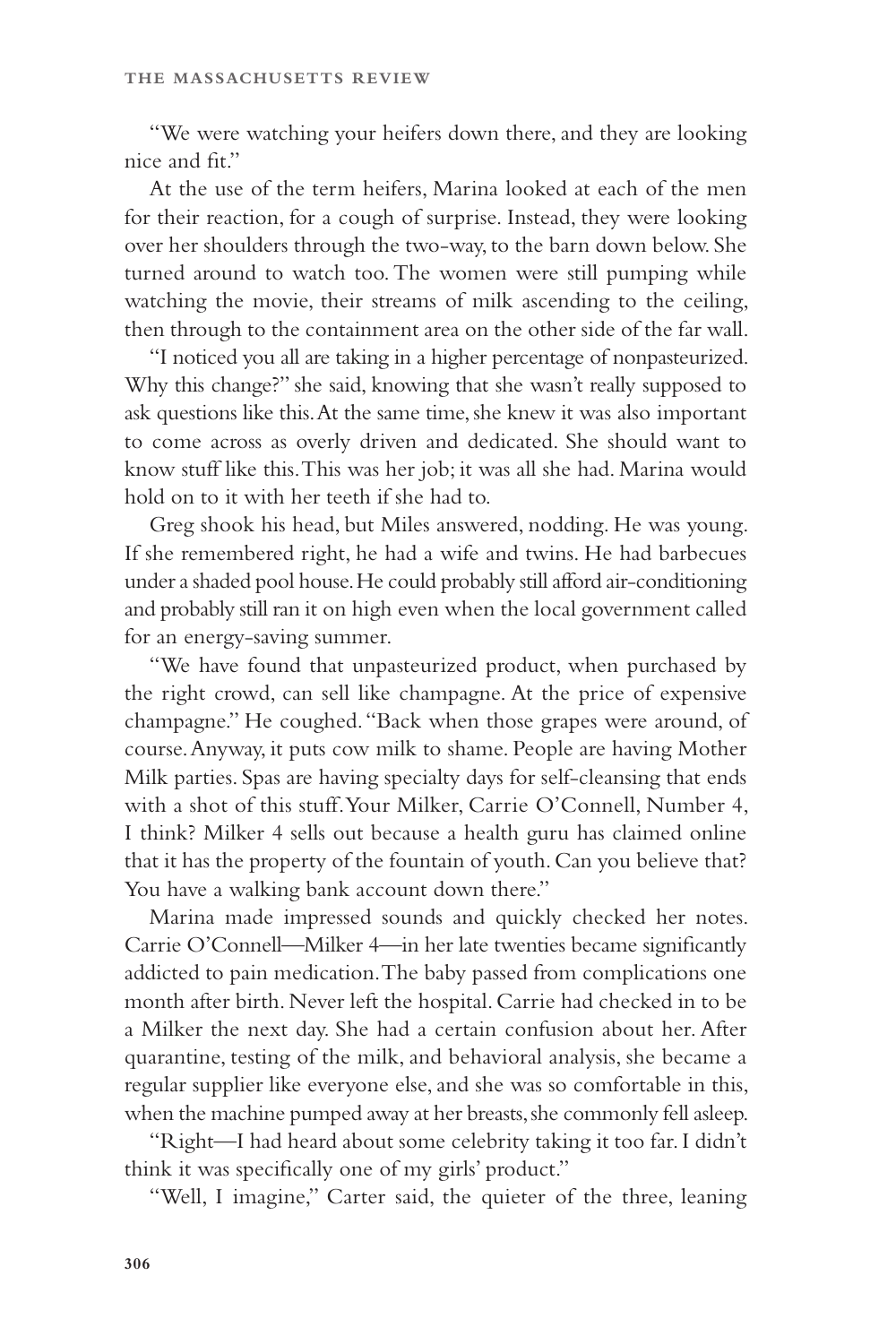"We were watching your heifers down there, and they are looking nice and fit."

At the use of the term heifers, Marina looked at each of the men for their reaction, for a cough of surprise. Instead, they were looking over her shoulders through the two-way, to the barn down below. She turned around to watch too. The women were still pumping while watching the movie, their streams of milk ascending to the ceiling, then through to the containment area on the other side of the far wall.

"I noticed you all are taking in a higher percentage of nonpasteurized. Why this change?" she said, knowing that she wasn't really supposed to ask questions like this. At the same time, she knew it was also important to come across as overly driven and dedicated. She should want to know stuff like this. This was her job; it was all she had. Marina would hold on to it with her teeth if she had to.

Greg shook his head, but Miles answered, nodding. He was young. If she remembered right, he had a wife and twins. He had barbecues under a shaded pool house. He could probably still afford air-conditioning and probably still ran it on high even when the local government called for an energy-saving summer.

"We have found that unpasteurized product, when purchased by the right crowd, can sell like champagne. At the price of expensive champagne." He coughed. "Back when those grapes were around, of course. Anyway, it puts cow milk to shame. People are having Mother Milk parties. Spas are having specialty days for self-cleansing that ends with a shot of this stuff. Your Milker, Carrie O'Connell, Number 4, I think? Milker 4 sells out because a health guru has claimed online that it has the property of the fountain of youth. Can you believe that? You have a walking bank account down there."

Marina made impressed sounds and quickly checked her notes. Carrie O'Connell—Milker 4—in her late twenties became significantly addicted to pain medication. The baby passed from complications one month after birth. Never left the hospital. Carrie had checked in to be a Milker the next day. She had a certain confusion about her. After quarantine, testing of the milk, and behavioral analysis, she became a regular supplier like everyone else, and she was so comfortable in this, when the machine pumped away at her breasts, she commonly fell asleep.

"Right—I had heard about some celebrity taking it too far. I didn't think it was specifically one of my girls' product."

"Well, I imagine," Carter said, the quieter of the three, leaning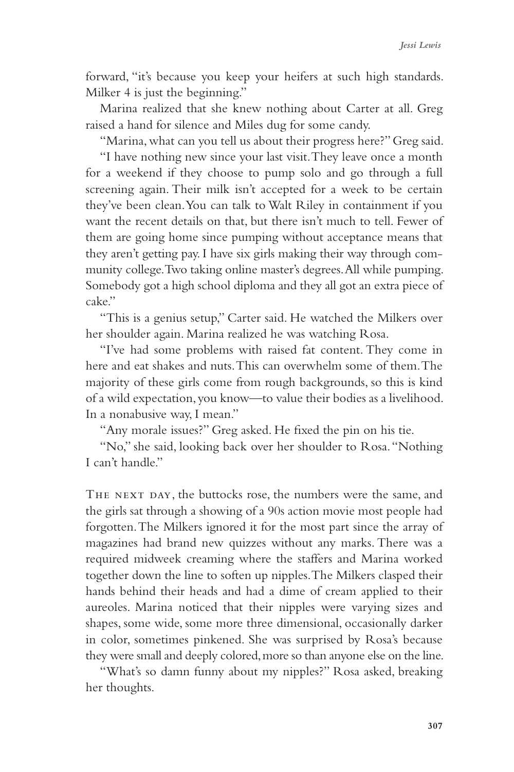forward, "it's because you keep your heifers at such high standards. Milker 4 is just the beginning."

Marina realized that she knew nothing about Carter at all. Greg raised a hand for silence and Miles dug for some candy.

"Marina, what can you tell us about their progress here?" Greg said.

"I have nothing new since your last visit. They leave once a month for a weekend if they choose to pump solo and go through a full screening again. Their milk isn't accepted for a week to be certain they've been clean. You can talk to Walt Riley in containment if you want the recent details on that, but there isn't much to tell. Fewer of them are going home since pumping without acceptance means that they aren't getting pay. I have six girls making their way through community college. Two taking online master's degrees. All while pumping. Somebody got a high school diploma and they all got an extra piece of cake."

"This is a genius setup," Carter said. He watched the Milkers over her shoulder again. Marina realized he was watching Rosa.

"I've had some problems with raised fat content. They come in here and eat shakes and nuts. This can overwhelm some of them. The majority of these girls come from rough backgrounds, so this is kind of a wild expectation, you know—to value their bodies as a livelihood. In a nonabusive way, I mean."

"Any morale issues?" Greg asked. He fixed the pin on his tie.

"No," she said, looking back over her shoulder to Rosa. "Nothing I can't handle."

The next day, the buttocks rose, the numbers were the same, and the girls sat through a showing of a 90s action movie most people had forgotten. The Milkers ignored it for the most part since the array of magazines had brand new quizzes without any marks. There was a required midweek creaming where the staffers and Marina worked together down the line to soften up nipples. The Milkers clasped their hands behind their heads and had a dime of cream applied to their aureoles. Marina noticed that their nipples were varying sizes and shapes, some wide, some more three dimensional, occasionally darker in color, sometimes pinkened. She was surprised by Rosa's because they were small and deeply colored, more so than anyone else on the line.

"What's so damn funny about my nipples?" Rosa asked, breaking her thoughts.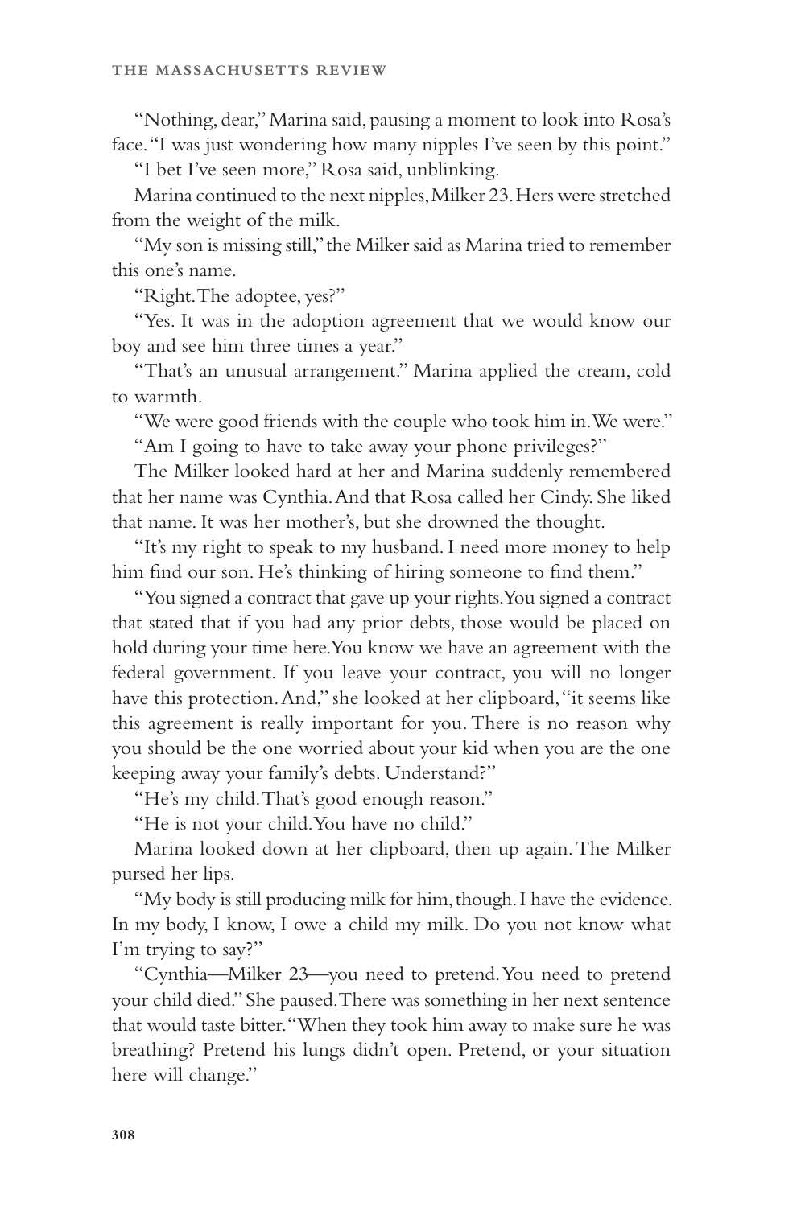"Nothing, dear," Marina said, pausing a moment to look into Rosa's face. "I was just wondering how many nipples I've seen by this point."

"I bet I've seen more," Rosa said, unblinking.

Marina continued to the next nipples, Milker 23. Hers were stretched from the weight of the milk.

"My son is missing still," the Milker said as Marina tried to remember this one's name.

"Right. The adoptee, yes?"

"Yes. It was in the adoption agreement that we would know our boy and see him three times a year."

"That's an unusual arrangement." Marina applied the cream, cold to warmth.

"We were good friends with the couple who took him in. We were."

"Am I going to have to take away your phone privileges?"

The Milker looked hard at her and Marina suddenly remembered that her name was Cynthia. And that Rosa called her Cindy. She liked that name. It was her mother's, but she drowned the thought.

"It's my right to speak to my husband. I need more money to help him find our son. He's thinking of hiring someone to find them."

"You signed a contract that gave up your rights. You signed a contract that stated that if you had any prior debts, those would be placed on hold during your time here. You know we have an agreement with the federal government. If you leave your contract, you will no longer have this protection. And," she looked at her clipboard, "it seems like this agreement is really important for you. There is no reason why you should be the one worried about your kid when you are the one keeping away your family's debts. Understand?"

"He's my child. That's good enough reason."

"He is not your child. You have no child."

Marina looked down at her clipboard, then up again. The Milker pursed her lips.

"My body is still producing milk for him, though. I have the evidence. In my body, I know, I owe a child my milk. Do you not know what I'm trying to say?"

"Cynthia—Milker 23—you need to pretend. You need to pretend your child died." She paused. There was something in her next sentence that would taste bitter. "When they took him away to make sure he was breathing? Pretend his lungs didn't open. Pretend, or your situation here will change."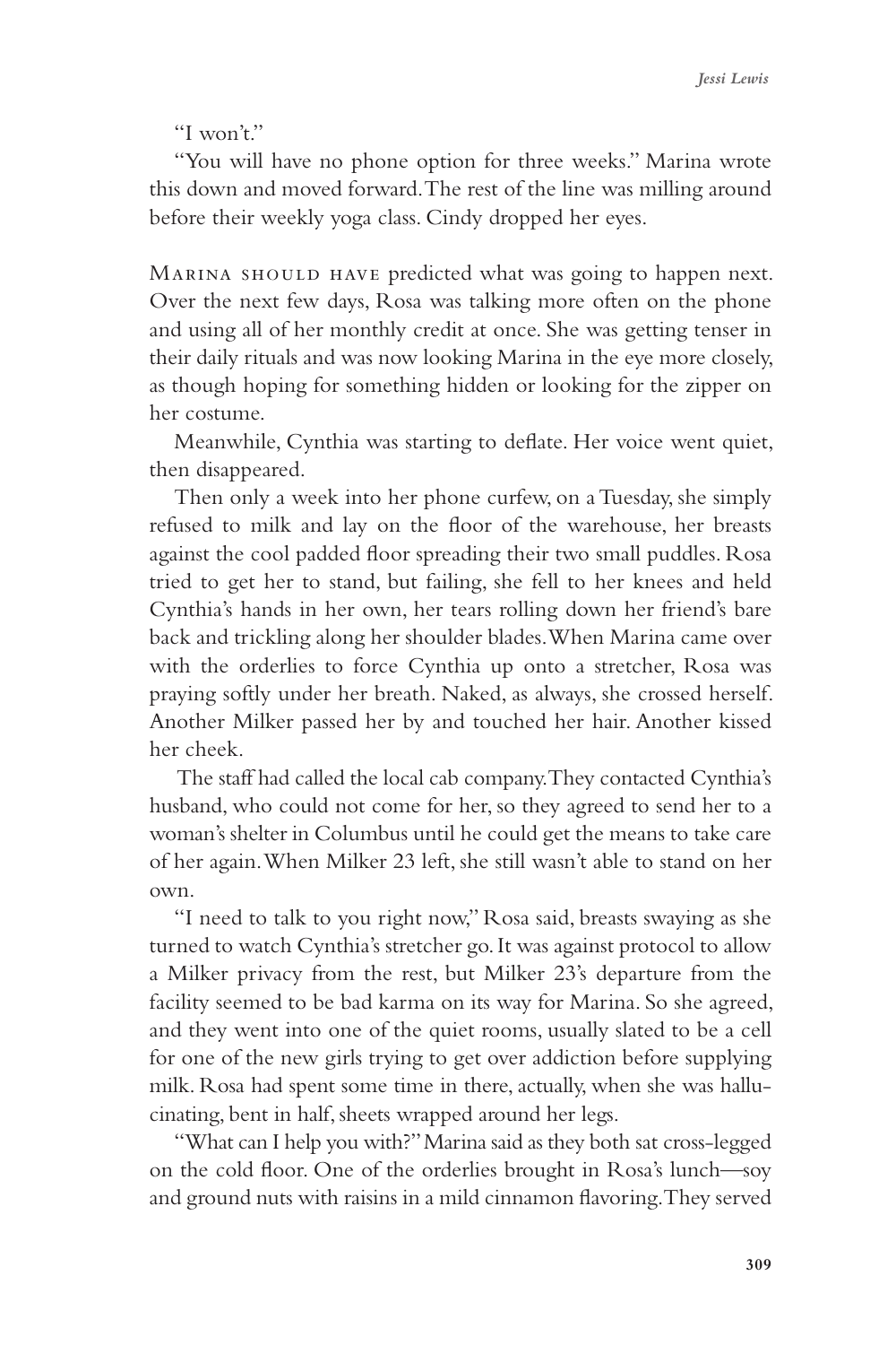"I won't."

"You will have no phone option for three weeks." Marina wrote this down and moved forward. The rest of the line was milling around before their weekly yoga class. Cindy dropped her eyes.

Marina should have predicted what was going to happen next. Over the next few days, Rosa was talking more often on the phone and using all of her monthly credit at once. She was getting tenser in their daily rituals and was now looking Marina in the eye more closely, as though hoping for something hidden or looking for the zipper on her costume.

Meanwhile, Cynthia was starting to deflate. Her voice went quiet, then disappeared.

Then only a week into her phone curfew, on a Tuesday, she simply refused to milk and lay on the floor of the warehouse, her breasts against the cool padded floor spreading their two small puddles. Rosa tried to get her to stand, but failing, she fell to her knees and held Cynthia's hands in her own, her tears rolling down her friend's bare back and trickling along her shoulder blades. When Marina came over with the orderlies to force Cynthia up onto a stretcher, Rosa was praying softly under her breath. Naked, as always, she crossed herself. Another Milker passed her by and touched her hair. Another kissed her cheek.

The staff had called the local cab company. They contacted Cynthia's husband, who could not come for her, so they agreed to send her to a woman's shelter in Columbus until he could get the means to take care of her again. When Milker 23 left, she still wasn't able to stand on her own.

"I need to talk to you right now," Rosa said, breasts swaying as she turned to watch Cynthia's stretcher go. It was against protocol to allow a Milker privacy from the rest, but Milker 23's departure from the facility seemed to be bad karma on its way for Marina. So she agreed, and they went into one of the quiet rooms, usually slated to be a cell for one of the new girls trying to get over addiction before supplying milk. Rosa had spent some time in there, actually, when she was hallucinating, bent in half, sheets wrapped around her legs.

"What can I help you with?" Marina said as they both sat cross-legged on the cold floor. One of the orderlies brought in Rosa's lunch—soy and ground nuts with raisins in a mild cinnamon flavoring. They served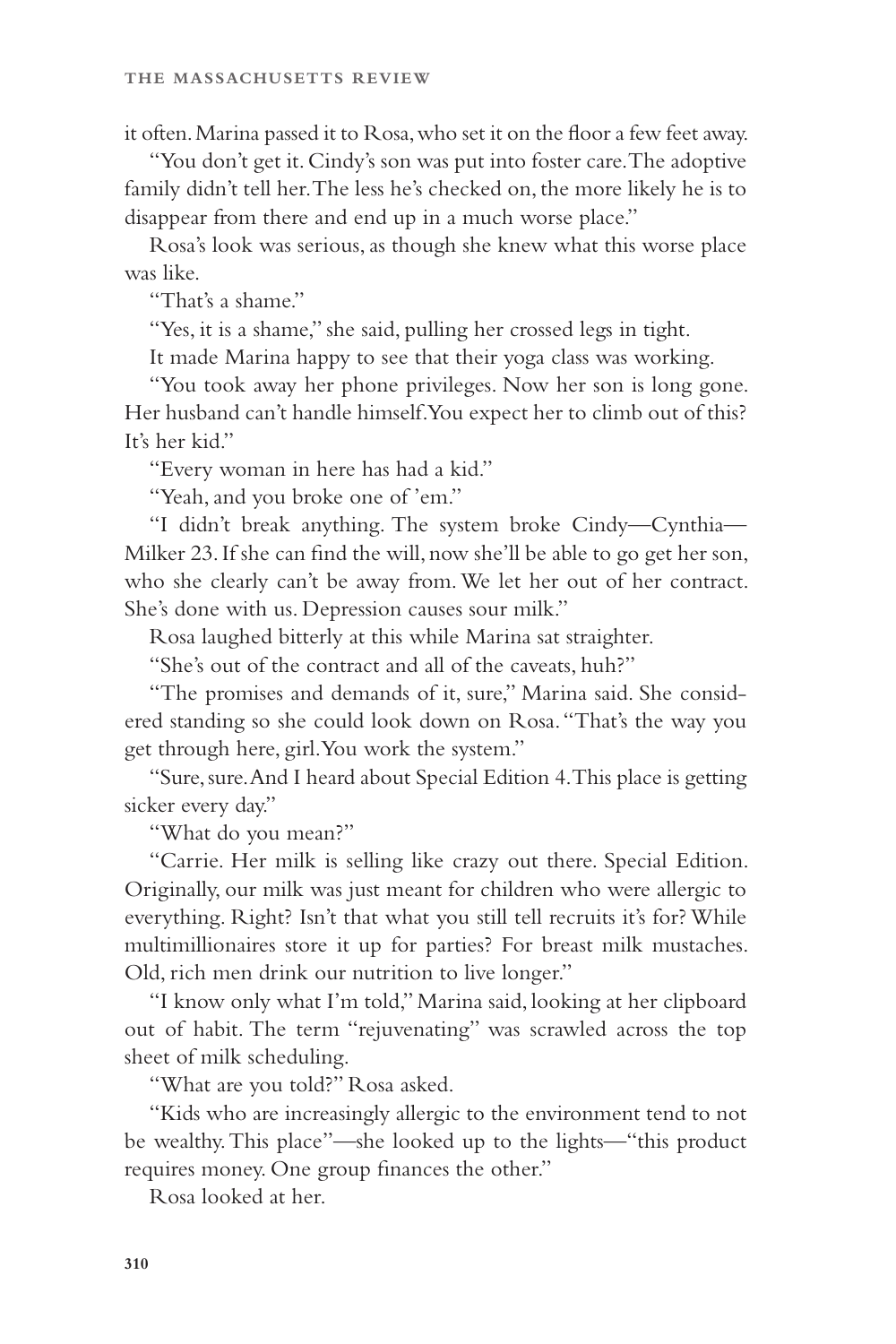it often. Marina passed it to Rosa, who set it on the floor a few feet away.

"You don't get it. Cindy's son was put into foster care. The adoptive family didn't tell her. The less he's checked on, the more likely he is to disappear from there and end up in a much worse place."

Rosa's look was serious, as though she knew what this worse place was like.

"That's a shame."

"Yes, it is a shame," she said, pulling her crossed legs in tight.

It made Marina happy to see that their yoga class was working.

"You took away her phone privileges. Now her son is long gone. Her husband can't handle himself. You expect her to climb out of this? It's her kid."

"Every woman in here has had a kid."

"Yeah, and you broke one of 'em."

"I didn't break anything. The system broke Cindy—Cynthia—Milker 23. If she can find the will, now she'll be able to go get her son, who she clearly can't be away from. We let her out of her contract. She's done with us. Depression causes sour milk."

Rosa laughed bitterly at this while Marina sat straighter.

"She's out of the contract and all of the caveats, huh?"

"The promises and demands of it, sure," Marina said. She considered standing so she could look down on Rosa. "That's the way you get through here, girl. You work the system."

"Sure, sure. And I heard about Special Edition 4. This place is getting sicker every day."

"What do you mean?"

"Carrie. Her milk is selling like crazy out there. Special Edition. Originally, our milk was just meant for children who were allergic to everything. Right? Isn't that what you still tell recruits it's for? While multimillionaires store it up for parties? For breast milk mustaches. Old, rich men drink our nutrition to live longer."

"I know only what I'm told," Marina said, looking at her clipboard out of habit. The term "rejuvenating" was scrawled across the top sheet of milk scheduling.

"What are you told?" Rosa asked.

"Kids who are increasingly allergic to the environment tend to not be wealthy. This place"—she looked up to the lights—"this product requires money. One group finances the other."

Rosa looked at her.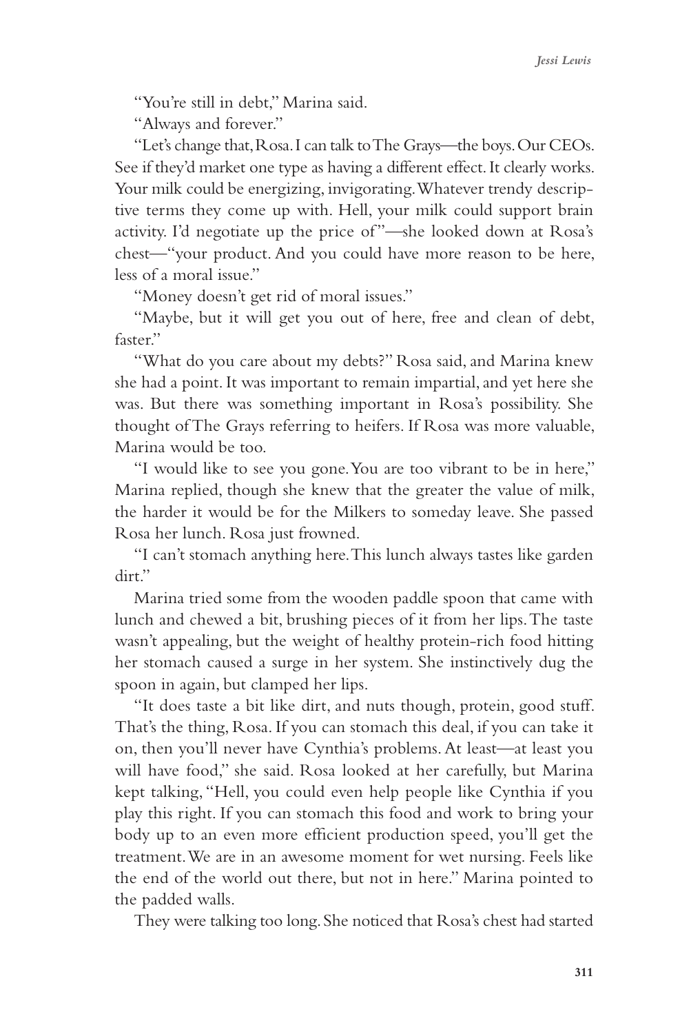"You're still in debt," Marina said.

"Always and forever."

"Let's change that, Rosa. I can talk to The Grays—the boys. Our CEOs. See if they'd market one type as having a different effect. It clearly works. Your milk could be energizing, invigorating. Whatever trendy descriptive terms they come up with. Hell, your milk could support brain activity. I'd negotiate up the price of"—she looked down at Rosa's chest—"your product. And you could have more reason to be here, less of a moral issue."

"Money doesn't get rid of moral issues."

"Maybe, but it will get you out of here, free and clean of debt, faster."

"What do you care about my debts?" Rosa said, and Marina knew she had a point. It was important to remain impartial, and yet here she was. But there was something important in Rosa's possibility. She thought of The Grays referring to heifers. If Rosa was more valuable, Marina would be too.

"I would like to see you gone. You are too vibrant to be in here," Marina replied, though she knew that the greater the value of milk, the harder it would be for the Milkers to someday leave. She passed Rosa her lunch. Rosa just frowned.

"I can't stomach anything here. This lunch always tastes like garden dirt."

Marina tried some from the wooden paddle spoon that came with lunch and chewed a bit, brushing pieces of it from her lips. The taste wasn't appealing, but the weight of healthy protein-rich food hitting her stomach caused a surge in her system. She instinctively dug the spoon in again, but clamped her lips.

"It does taste a bit like dirt, and nuts though, protein, good stuff. That's the thing, Rosa. If you can stomach this deal, if you can take it on, then you'll never have Cynthia's problems. At least—at least you will have food," she said. Rosa looked at her carefully, but Marina kept talking, "Hell, you could even help people like Cynthia if you play this right. If you can stomach this food and work to bring your body up to an even more efficient production speed, you'll get the treatment. We are in an awesome moment for wet nursing. Feels like the end of the world out there, but not in here." Marina pointed to the padded walls.

They were talking too long. She noticed that Rosa's chest had started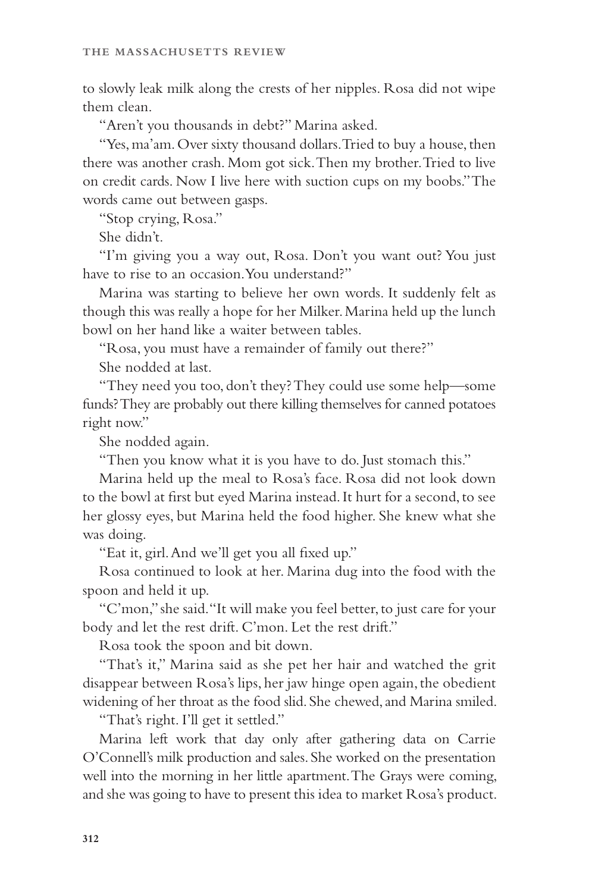to slowly leak milk along the crests of her nipples. Rosa did not wipe them clean.

"Aren't you thousands in debt?" Marina asked.

"Yes, ma'am. Over sixty thousand dollars. Tried to buy a house, then there was another crash. Mom got sick. Then my brother. Tried to live on credit cards. Now I live here with suction cups on my boobs." The words came out between gasps.

"Stop crying, Rosa."

She didn't.

"I'm giving you a way out, Rosa. Don't you want out? You just have to rise to an occasion. You understand?"

Marina was starting to believe her own words. It suddenly felt as though this was really a hope for her Milker. Marina held up the lunch bowl on her hand like a waiter between tables.

"Rosa, you must have a remainder of family out there?"

She nodded at last.

"They need you too, don't they? They could use some help—some funds? They are probably out there killing themselves for canned potatoes right now."

She nodded again.

"Then you know what it is you have to do. Just stomach this."

Marina held up the meal to Rosa's face. Rosa did not look down to the bowl at first but eyed Marina instead. It hurt for a second, to see her glossy eyes, but Marina held the food higher. She knew what she was doing.

"Eat it, girl. And we'll get you all fixed up."

Rosa continued to look at her. Marina dug into the food with the spoon and held it up.

"C'mon," she said. "It will make you feel better, to just care for your body and let the rest drift. C'mon. Let the rest drift."

Rosa took the spoon and bit down.

"That's it," Marina said as she pet her hair and watched the grit disappear between Rosa's lips, her jaw hinge open again, the obedient widening of her throat as the food slid. She chewed, and Marina smiled.

"That's right. I'll get it settled."

Marina left work that day only after gathering data on Carrie O'Connell's milk production and sales. She worked on the presentation well into the morning in her little apartment. The Grays were coming, and she was going to have to present this idea to market Rosa's product.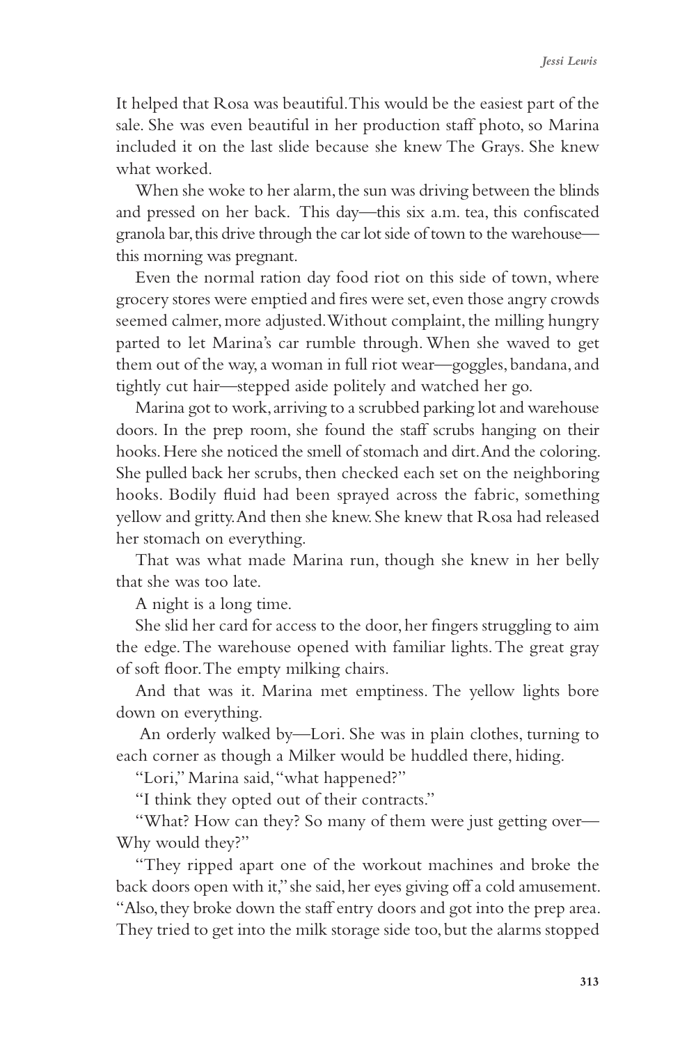It helped that Rosa was beautiful. This would be the easiest part of the sale. She was even beautiful in her production staff photo, so Marina included it on the last slide because she knew The Grays. She knew what worked.

When she woke to her alarm, the sun was driving between the blinds and pressed on her back. This day—this six a.m. tea, this confiscated granola bar, this drive through the car lot side of town to the warehouse—this morning was pregnant.

Even the normal ration day food riot on this side of town, where grocery stores were emptied and fires were set, even those angry crowds seemed calmer, more adjusted. Without complaint, the milling hungry parted to let Marina's car rumble through. When she waved to get them out of the way, a woman in full riot wear—goggles, bandana, and tightly cut hair—stepped aside politely and watched her go.

Marina got to work, arriving to a scrubbed parking lot and warehouse doors. In the prep room, she found the staff scrubs hanging on their hooks. Here she noticed the smell of stomach and dirt. And the coloring. She pulled back her scrubs, then checked each set on the neighboring hooks. Bodily fluid had been sprayed across the fabric, something yellow and gritty. And then she knew. She knew that Rosa had released her stomach on everything.

That was what made Marina run, though she knew in her belly that she was too late.

A night is a long time.

She slid her card for access to the door, her fingers struggling to aim the edge. The warehouse opened with familiar lights. The great gray of soft floor. The empty milking chairs.

And that was it. Marina met emptiness. The yellow lights bore down on everything.

An orderly walked by—Lori. She was in plain clothes, turning to each corner as though a Milker would be huddled there, hiding.

"Lori," Marina said, "what happened?"

"I think they opted out of their contracts."

"What? How can they? So many of them were just getting over—Why would they?"

"They ripped apart one of the workout machines and broke the back doors open with it," she said, her eyes giving off a cold amusement. "Also, they broke down the staff entry doors and got into the prep area. They tried to get into the milk storage side too, but the alarms stopped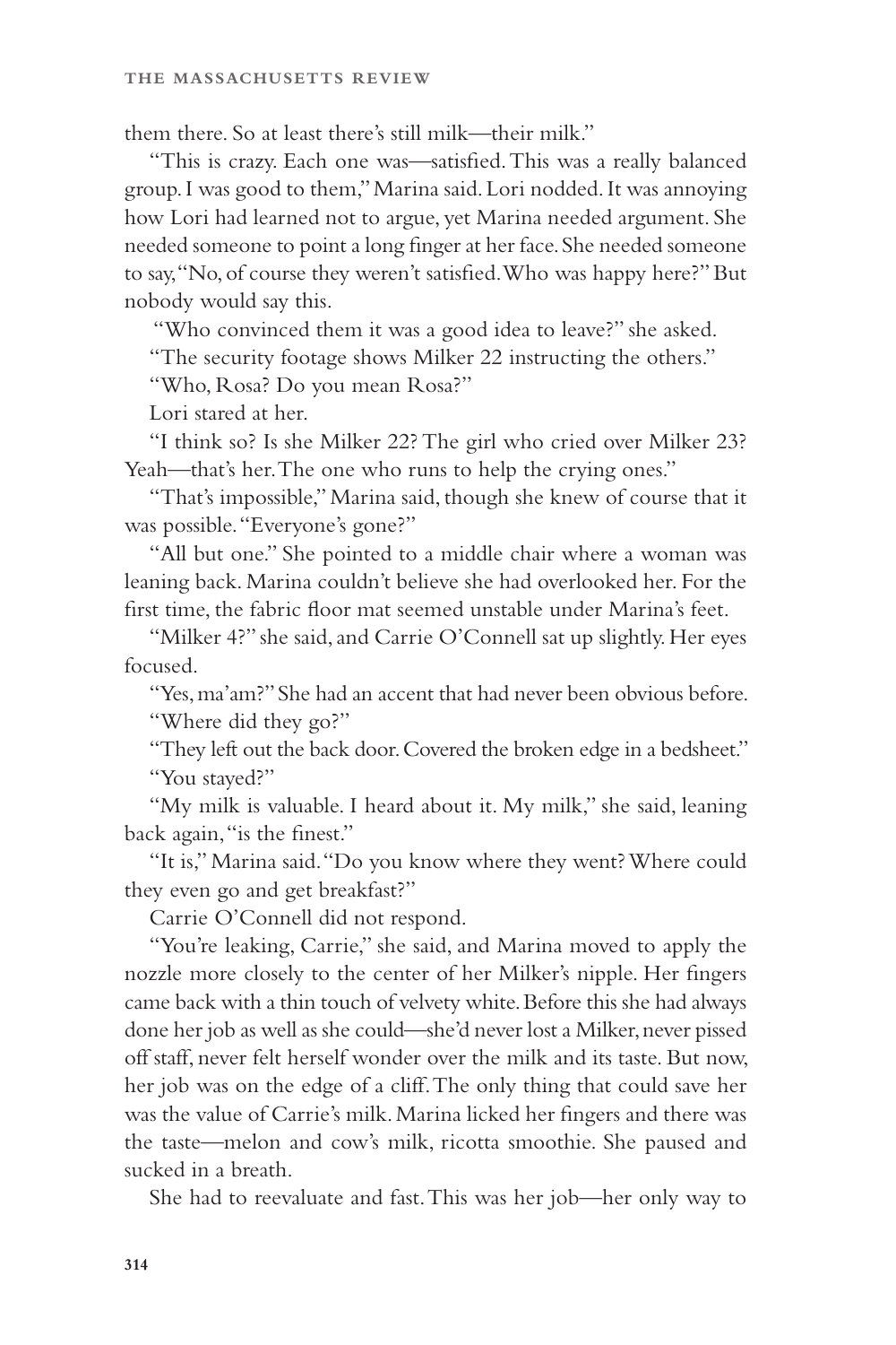them there. So at least there's still milk—their milk."

"This is crazy. Each one was—satisfied. This was a really balanced group. I was good to them," Marina said. Lori nodded. It was annoying how Lori had learned not to argue, yet Marina needed argument. She needed someone to point a long finger at her face. She needed someone to say, "No, of course they weren't satisfied. Who was happy here?" But nobody would say this.

"Who convinced them it was a good idea to leave?" she asked.

"The security footage shows Milker 22 instructing the others."

"Who, Rosa? Do you mean Rosa?"

Lori stared at her.

"I think so? Is she Milker 22? The girl who cried over Milker 23? Yeah—that's her. The one who runs to help the crying ones."

"That's impossible," Marina said, though she knew of course that it was possible. "Everyone's gone?"

"All but one." She pointed to a middle chair where a woman was leaning back. Marina couldn't believe she had overlooked her. For the first time, the fabric floor mat seemed unstable under Marina's feet.

"Milker 4?" she said, and Carrie O'Connell sat up slightly. Her eyes focused.

"Yes, ma'am?" She had an accent that had never been obvious before.

"Where did they go?"

"They left out the back door. Covered the broken edge in a bedsheet."

"You stayed?"

"My milk is valuable. I heard about it. My milk," she said, leaning back again, "is the finest."

"It is," Marina said. "Do you know where they went? Where could they even go and get breakfast?"

Carrie O'Connell did not respond.

"You're leaking, Carrie," she said, and Marina moved to apply the nozzle more closely to the center of her Milker's nipple. Her fingers came back with a thin touch of velvety white. Before this she had always done her job as well as she could—she'd never lost a Milker, never pissed off staff, never felt herself wonder over the milk and its taste. But now, her job was on the edge of a cliff. The only thing that could save her was the value of Carrie's milk. Marina licked her fingers and there was the taste—melon and cow's milk, ricotta smoothie. She paused and sucked in a breath.

She had to reevaluate and fast. This was her job—her only way to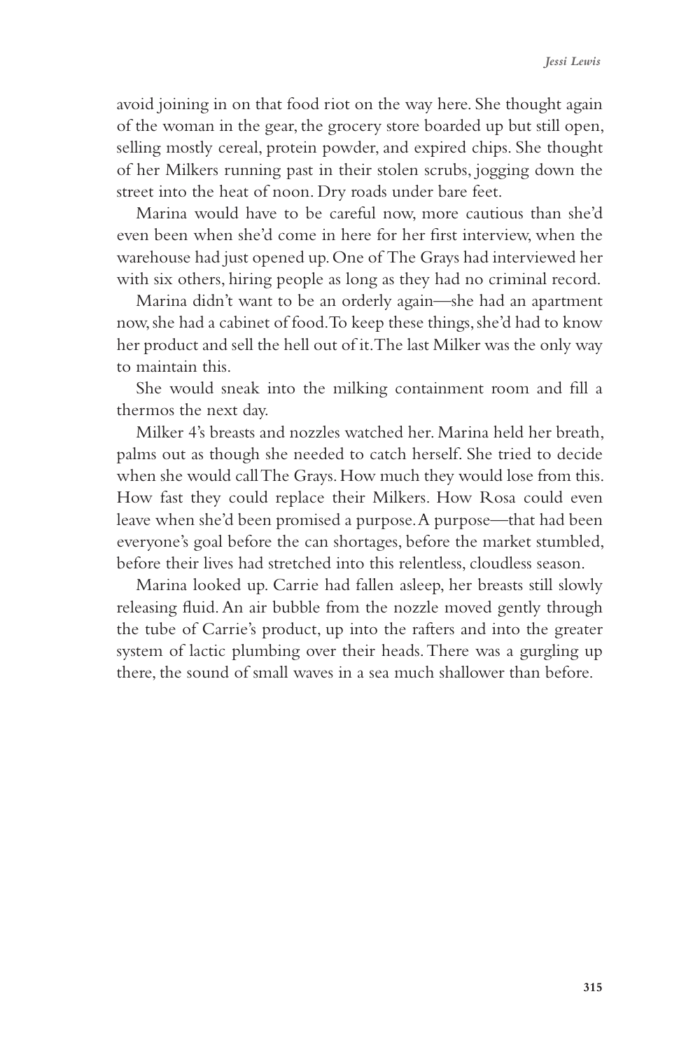avoid joining in on that food riot on the way here. She thought again of the woman in the gear, the grocery store boarded up but still open, selling mostly cereal, protein powder, and expired chips. She thought of her Milkers running past in their stolen scrubs, jogging down the street into the heat of noon. Dry roads under bare feet.

Marina would have to be careful now, more cautious than she'd even been when she'd come in here for her first interview, when the warehouse had just opened up. One of The Grays had interviewed her with six others, hiring people as long as they had no criminal record.

Marina didn't want to be an orderly again—she had an apartment now, she had a cabinet of food. To keep these things, she'd had to know her product and sell the hell out of it. The last Milker was the only way to maintain this.

She would sneak into the milking containment room and fill a thermos the next day.

Milker 4's breasts and nozzles watched her. Marina held her breath, palms out as though she needed to catch herself. She tried to decide when she would call The Grays. How much they would lose from this. How fast they could replace their Milkers. How Rosa could even leave when she'd been promised a purpose. A purpose—that had been everyone's goal before the can shortages, before the market stumbled, before their lives had stretched into this relentless, cloudless season.

Marina looked up. Carrie had fallen asleep, her breasts still slowly releasing fluid. An air bubble from the nozzle moved gently through the tube of Carrie's product, up into the rafters and into the greater system of lactic plumbing over their heads. There was a gurgling up there, the sound of small waves in a sea much shallower than before.